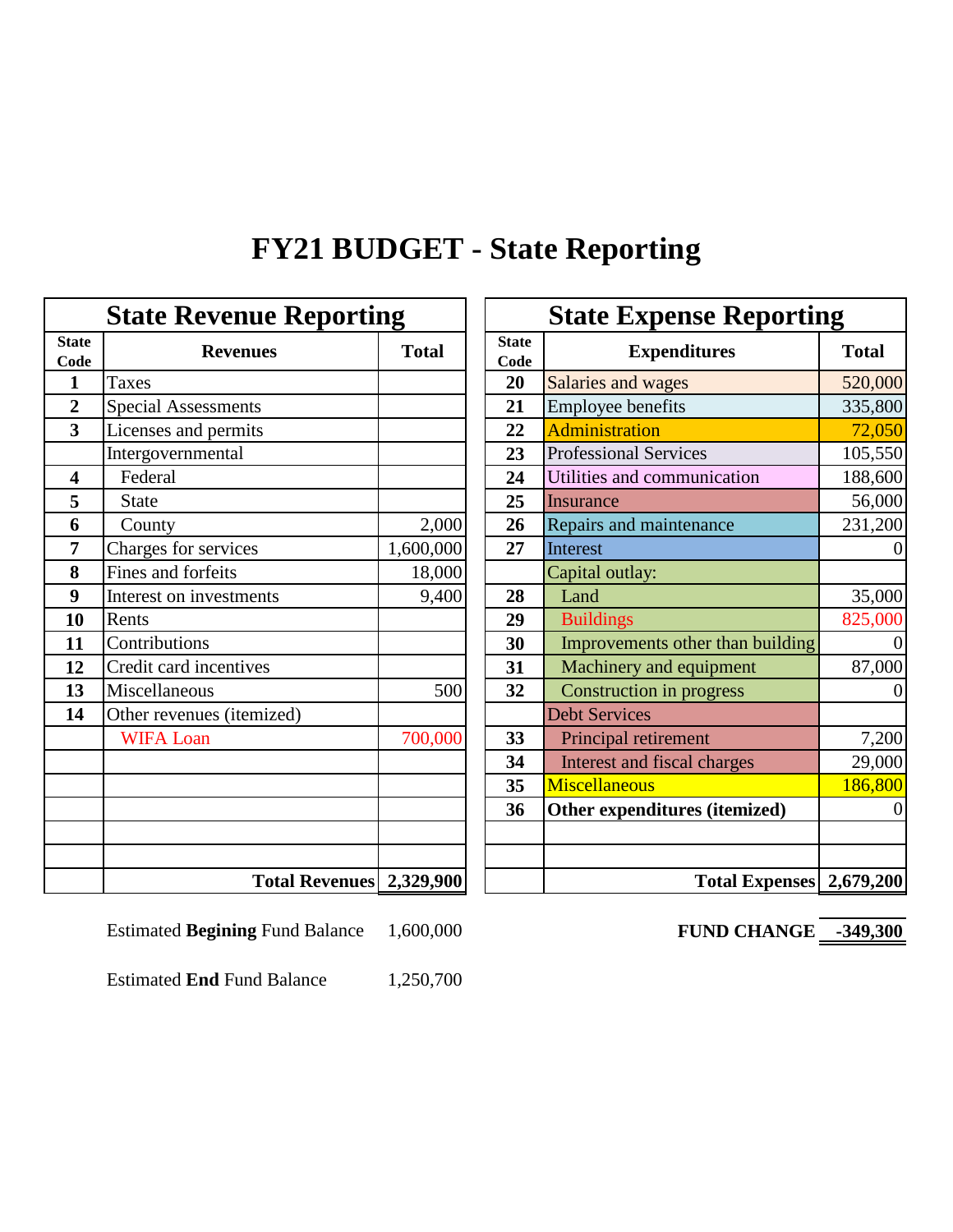# FY21 BUDGET - State Reporting

## State Revenue Reporting

| State Code | Revenues | Total |
|---|---|---|
| 1 | Taxes | |
| 2 | Special Assessments | |
| 3 | Licenses and permits | |
| | Intergovernmental | |
| 4 | Federal | |
| 5 | State | |
| 6 | County | 2,000 |
| 7 | Charges for services | 1,600,000 |
| 8 | Fines and forfeits | 18,000 |
| 9 | Interest on investments | 9,400 |
| 10 | Rents | |
| 11 | Contributions | |
| 12 | Credit card incentives | |
| 13 | Miscellaneous | 500 |
| 14 | Other revenues (itemized) | |
| | WIFA Loan | 700,000 |
| | | |
| | | |
| | | |
| | | |
| | | |
| | **Total Revenues** | **2,329,900** |

Estimated **Begining** Fund Balance 1,600,000

Estimated **End** Fund Balance 1,250,700

## State Expense Reporting

| State Code | Expenditures | Total |
|---|---|---|
| 20 | Salaries and wages | 520,000 |
| 21 | Employee benefits | 335,800 |
| 22 | Administration | 72,050 |
| 23 | Professional Services | 105,550 |
| 24 | Utilities and communication | 188,600 |
| 25 | Insurance | 56,000 |
| 26 | Repairs and maintenance | 231,200 |
| 27 | Interest | 0 |
| | Capital outlay: | |
| 28 | Land | 35,000 |
| 29 | Buildings | 825,000 |
| 30 | Improvements other than building | 0 |
| 31 | Machinery and equipment | 87,000 |
| 32 | Construction in progress | 0 |
| | Debt Services | |
| 33 | Principal retirement | 7,200 |
| 34 | Interest and fiscal charges | 29,000 |
| 35 | Miscellaneous | 186,800 |
| 36 | **Other expenditures (itemized)** | 0 |
| | | |
| | | |
| | **Total Expenses** | **2,679,200** |

**FUND CHANGE** **-349,300**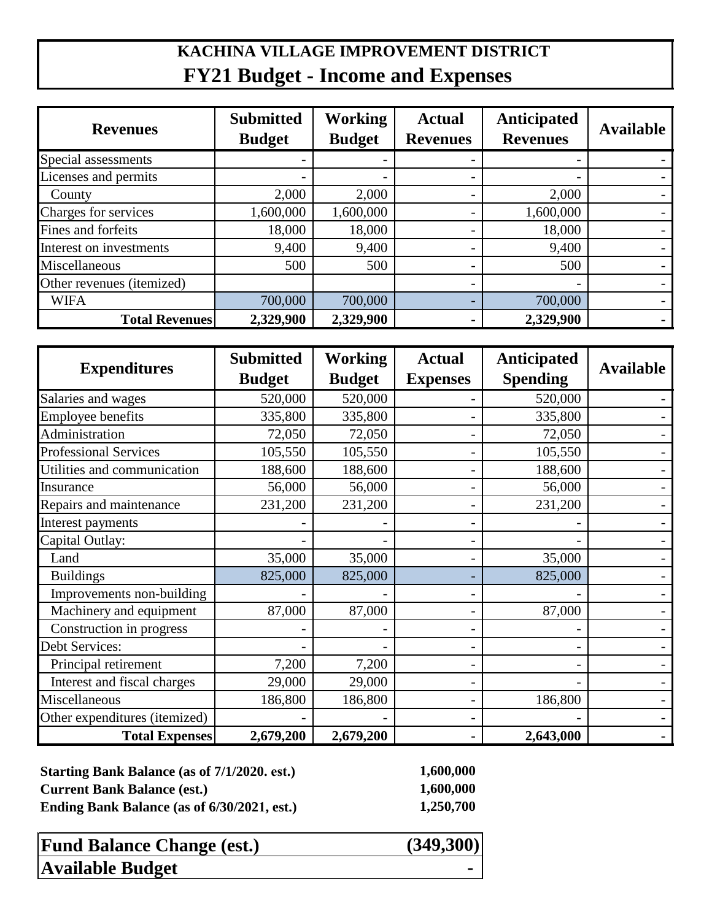# KACHINA VILLAGE IMPROVEMENT DISTRICT
## FY21 Budget - Income and Expenses

| Revenues | Submitted Budget | Working Budget | Actual Revenues | Anticipated Revenues | Available |
|---|---|---|---|---|---|
| Special assessments | - | - | - | - | - |
| Licenses and permits | - | - | - | - | - |
| County | 2,000 | 2,000 | - | 2,000 | - |
| Charges for services | 1,600,000 | 1,600,000 | - | 1,600,000 | - |
| Fines and forfeits | 18,000 | 18,000 | - | 18,000 | - |
| Interest on investments | 9,400 | 9,400 | - | 9,400 | - |
| Miscellaneous | 500 | 500 | - | 500 | - |
| Other revenues (itemized) | | | - | - | - |
| WIFA | 700,000 | 700,000 | - | 700,000 | - |
| **Total Revenues** | **2,329,900** | **2,329,900** | **-** | **2,329,900** | **-** |

| Expenditures | Submitted Budget | Working Budget | Actual Expenses | Anticipated Spending | Available |
|---|---|---|---|---|---|
| Salaries and wages | 520,000 | 520,000 | - | 520,000 | - |
| Employee benefits | 335,800 | 335,800 | - | 335,800 | - |
| Administration | 72,050 | 72,050 | - | 72,050 | - |
| Professional Services | 105,550 | 105,550 | - | 105,550 | - |
| Utilities and communication | 188,600 | 188,600 | - | 188,600 | - |
| Insurance | 56,000 | 56,000 | - | 56,000 | - |
| Repairs and maintenance | 231,200 | 231,200 | - | 231,200 | - |
| Interest payments | - | - | - | - | - |
| Capital Outlay: | - | - | - | - | - |
| Land | 35,000 | 35,000 | - | 35,000 | - |
| Buildings | 825,000 | 825,000 | - | 825,000 | - |
| Improvements non-building | - | - | - | - | - |
| Machinery and equipment | 87,000 | 87,000 | - | 87,000 | - |
| Construction in progress | - | - | - | - | - |
| Debt Services: | - | - | - | - | - |
| Principal retirement | 7,200 | 7,200 | - | - | - |
| Interest and fiscal charges | 29,000 | 29,000 | - | - | - |
| Miscellaneous | 186,800 | 186,800 | - | 186,800 | - |
| Other expenditures (itemized) | - | - | - | - | - |
| **Total Expenses** | **2,679,200** | **2,679,200** | **-** | **2,643,000** | **-** |

| | |
|---|---|
| **Starting Bank Balance (as of 7/1/2020. est.)** | **1,600,000** |
| **Current Bank Balance (est.)** | **1,600,000** |
| **Ending Bank Balance (as of 6/30/2021, est.)** | **1,250,700** |

| | |
|---|---|
| **Fund Balance Change (est.)** | **(349,300)** |
| **Available Budget** | **-** |